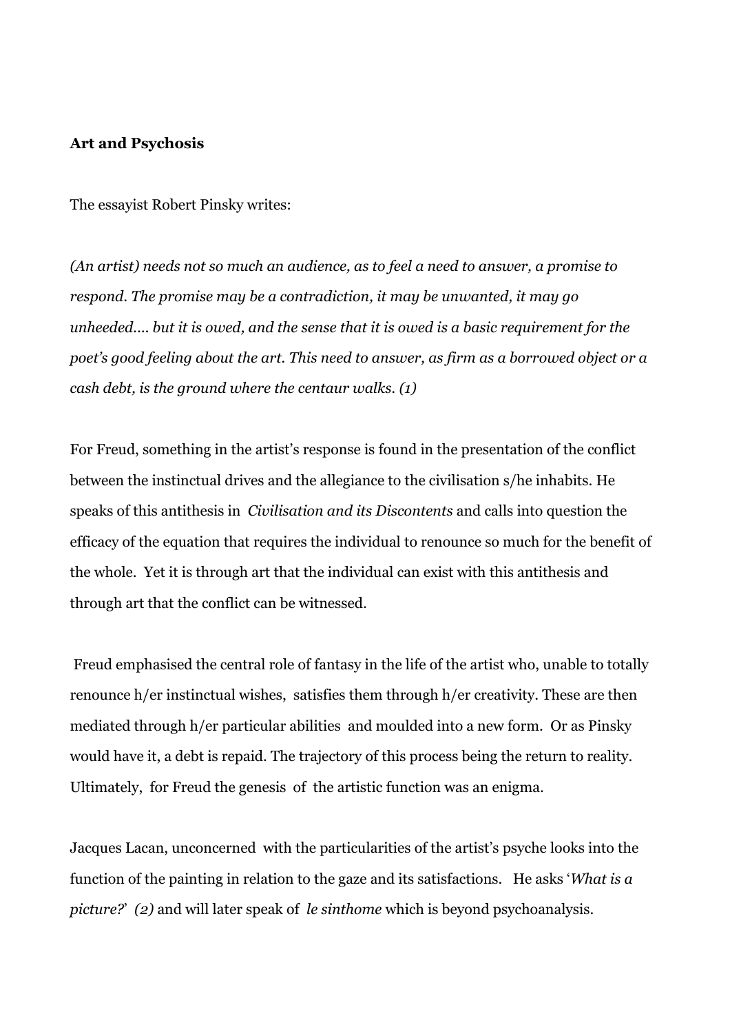**Art and Psychosis**

The essayist Robert Pinsky writes:

*(An artist) needs not so much an audience, as to feel a need to answer, a promise to respond. The promise may be a contradiction, it may be unwanted, it may go unheeded.... but it is owed, and the sense that it is owed is a basic requirement for the poet's good feeling about the art. This need to answer, as firm as a borrowed object or a cash debt, is the ground where the centaur walks. (1)*

For Freud, something in the artist's response is found in the presentation of the conflict between the instinctual drives and the allegiance to the civilisation s/he inhabits. He speaks of this antithesis in *Civilisation and its Discontents* and calls into question the efficacy of the equation that requires the individual to renounce so much for the benefit of the whole. Yet it is through art that the individual can exist with this antithesis and through art that the conflict can be witnessed.

Freud emphasised the central role of fantasy in the life of the artist who, unable to totally renounce h/er instinctual wishes, satisfies them through h/er creativity. These are then mediated through h/er particular abilities and moulded into a new form. Or as Pinsky would have it, a debt is repaid. The trajectory of this process being the return to reality. Ultimately, for Freud the genesis of the artistic function was an enigma.

Jacques Lacan, unconcerned with the particularities of the artist's psyche looks into the function of the painting in relation to the gaze and its satisfactions. He asks '*What is a picture?*' *(2)* and will later speak of *le sinthome* which is beyond psychoanalysis.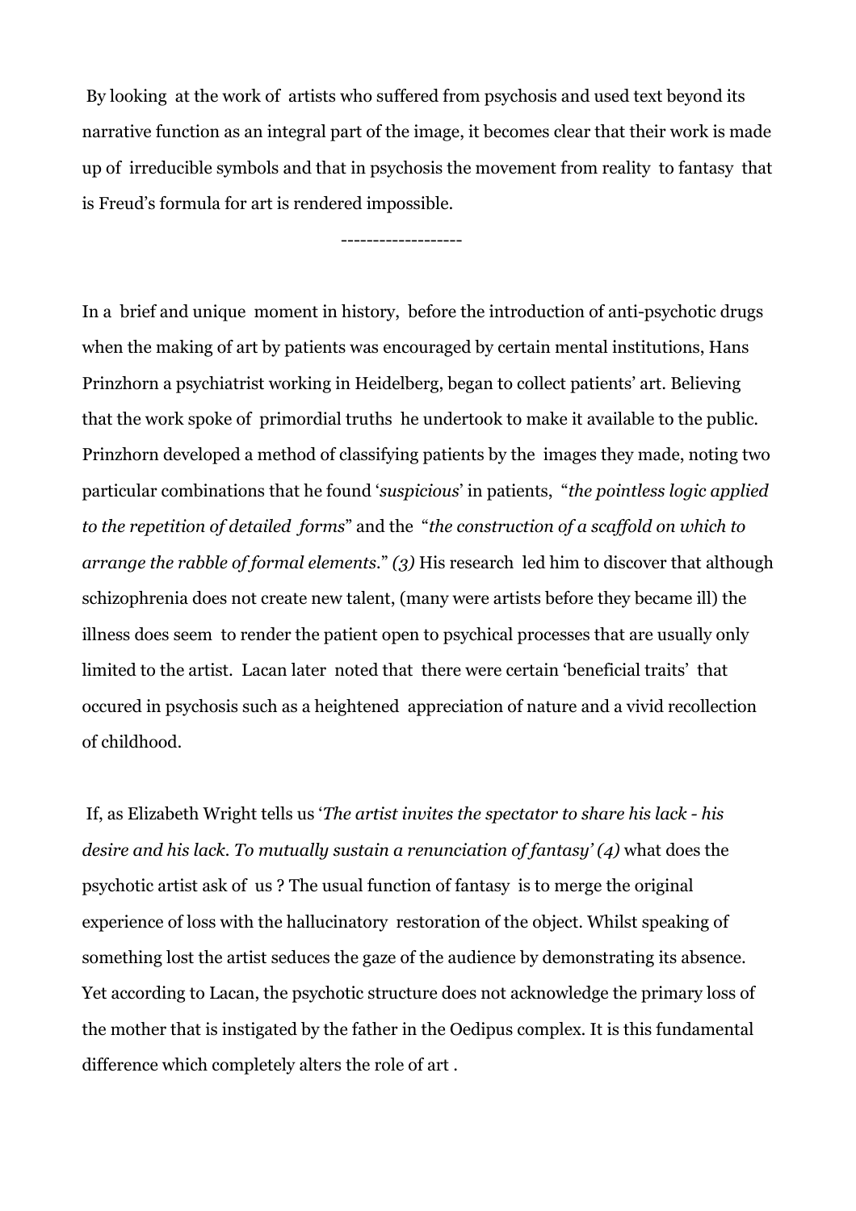By looking at the work of artists who suffered from psychosis and used text beyond its narrative function as an integral part of the image, it becomes clear that their work is made up of irreducible symbols and that in psychosis the movement from reality to fantasy that is Freud's formula for art is rendered impossible.

-------------------

In a brief and unique moment in history, before the introduction of anti-psychotic drugs when the making of art by patients was encouraged by certain mental institutions, Hans Prinzhorn a psychiatrist working in Heidelberg, began to collect patients' art. Believing that the work spoke of primordial truths he undertook to make it available to the public. Prinzhorn developed a method of classifying patients by the images they made, noting two particular combinations that he found '*suspicious*' in patients, "*the pointless logic applied to the repetition of detailed forms*" and the "*the construction of a scaffold on which to arrange the rabble of formal elements*." *(3)* His research led him to discover that although schizophrenia does not create new talent, (many were artists before they became ill) the illness does seem to render the patient open to psychical processes that are usually only limited to the artist. Lacan later noted that there were certain 'beneficial traits' that occured in psychosis such as a heightened appreciation of nature and a vivid recollection of childhood.

If, as Elizabeth Wright tells us '*The artist invites the spectator to share his lack - his desire and his lack. To mutually sustain a renunciation of fantasy' (4)* what does the psychotic artist ask of us ? The usual function of fantasy is to merge the original experience of loss with the hallucinatory restoration of the object. Whilst speaking of something lost the artist seduces the gaze of the audience by demonstrating its absence. Yet according to Lacan, the psychotic structure does not acknowledge the primary loss of the mother that is instigated by the father in the Oedipus complex. It is this fundamental difference which completely alters the role of art .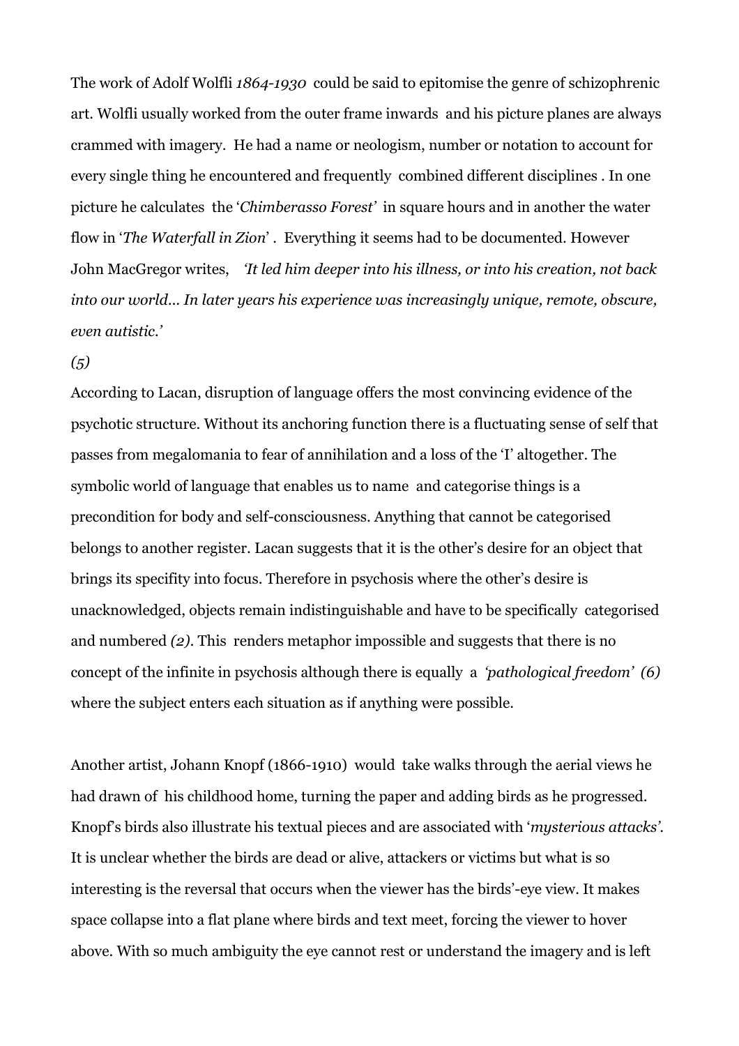The work of Adolf Wolfli *1864-1930* could be said to epitomise the genre of schizophrenic art. Wolfli usually worked from the outer frame inwards and his picture planes are always crammed with imagery. He had a name or neologism, number or notation to account for every single thing he encountered and frequently combined different disciplines . In one picture he calculates the '*Chimberasso Forest'* in square hours and in another the water flow in '*The Waterfall in Zion*' . Everything it seems had to be documented. However John MacGregor writes, *'It led him deeper into his illness, or into his creation, not back into our world... In later years his experience was increasingly unique, remote, obscure, even autistic.'*

*(5)*

According to Lacan, disruption of language offers the most convincing evidence of the psychotic structure. Without its anchoring function there is a fluctuating sense of self that passes from megalomania to fear of annihilation and a loss of the 'I' altogether. The symbolic world of language that enables us to name and categorise things is a precondition for body and self-consciousness. Anything that cannot be categorised belongs to another register. Lacan suggests that it is the other's desire for an object that brings its specifity into focus. Therefore in psychosis where the other's desire is unacknowledged, objects remain indistinguishable and have to be specifically categorised and numbered *(2)*. This renders metaphor impossible and suggests that there is no concept of the infinite in psychosis although there is equally a *'pathological freedom' (6)* where the subject enters each situation as if anything were possible.

Another artist, Johann Knopf (1866-1910) would take walks through the aerial views he had drawn of his childhood home, turning the paper and adding birds as he progressed. Knopf's birds also illustrate his textual pieces and are associated with '*mysterious attacks'*. It is unclear whether the birds are dead or alive, attackers or victims but what is so interesting is the reversal that occurs when the viewer has the birds'-eye view. It makes space collapse into a flat plane where birds and text meet, forcing the viewer to hover above. With so much ambiguity the eye cannot rest or understand the imagery and is left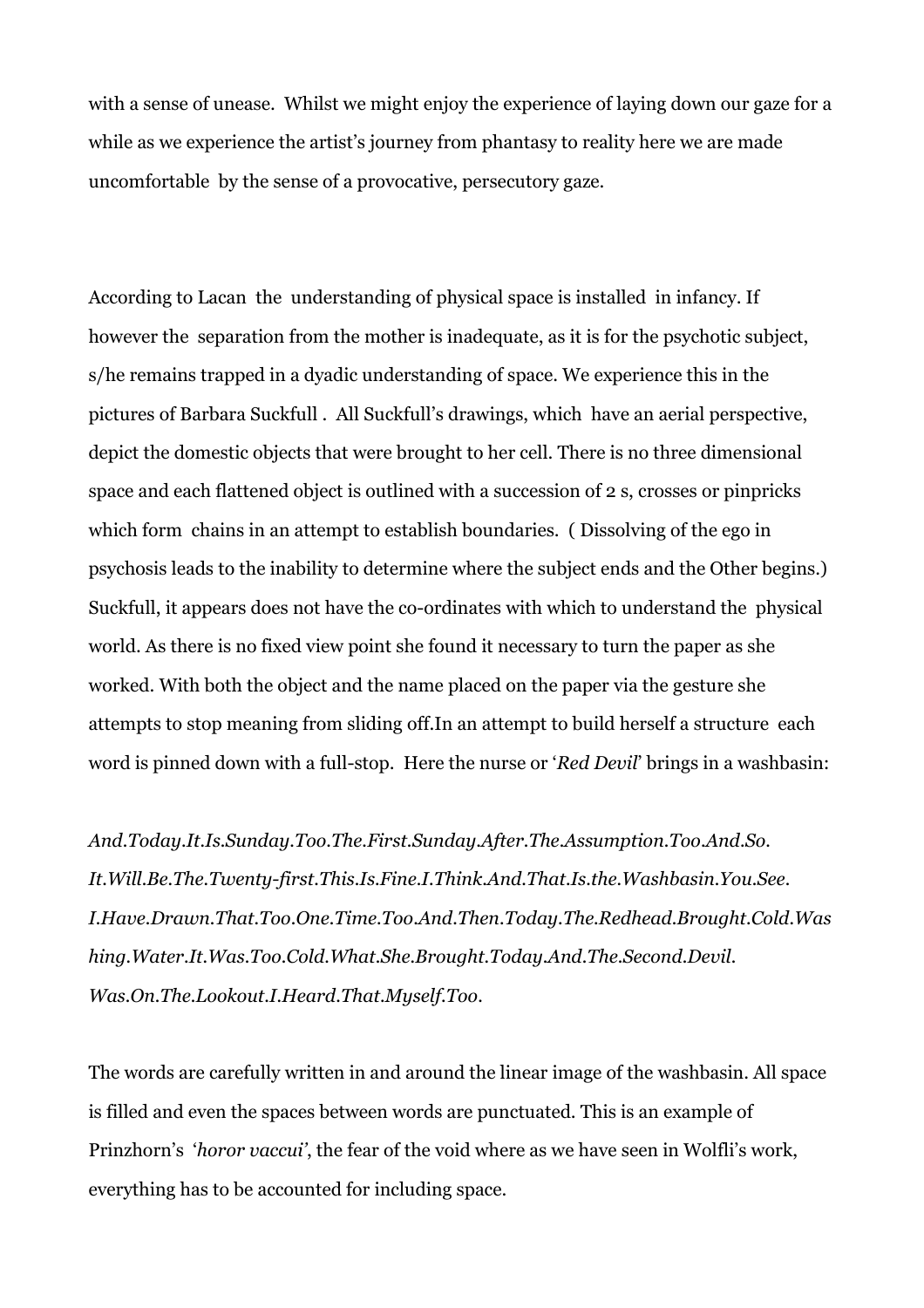with a sense of unease. Whilst we might enjoy the experience of laying down our gaze for a while as we experience the artist's journey from phantasy to reality here we are made uncomfortable by the sense of a provocative, persecutory gaze.

According to Lacan the understanding of physical space is installed in infancy. If however the separation from the mother is inadequate, as it is for the psychotic subject, s/he remains trapped in a dyadic understanding of space. We experience this in the pictures of Barbara Suckfull . All Suckfull's drawings, which have an aerial perspective, depict the domestic objects that were brought to her cell. There is no three dimensional space and each flattened object is outlined with a succession of 2 s, crosses or pinpricks which form chains in an attempt to establish boundaries. ( Dissolving of the ego in psychosis leads to the inability to determine where the subject ends and the Other begins.) Suckfull, it appears does not have the co-ordinates with which to understand the physical world. As there is no fixed view point she found it necessary to turn the paper as she worked. With both the object and the name placed on the paper via the gesture she attempts to stop meaning from sliding off.In an attempt to build herself a structure each word is pinned down with a full-stop. Here the nurse or '*Red Devil*' brings in a washbasin:

*And.Today.It.Is.Sunday.Too.The.First.Sunday.After.The.Assumption.Too.And.So. It.Will.Be.The.Twenty-first.This.Is.Fine.I.Think.And.That.Is.the.Washbasin.You.See. I.Have.Drawn.That.Too.One.Time.Too.And.Then.Today.The.Redhead.Brought.Cold.Washing.Water.It.Was.Too.Cold.What.She.Brought.Today.And.The.Second.Devil. Was.On.The.Lookout.I.Heard.That.Myself.Too.*

The words are carefully written in and around the linear image of the washbasin. All space is filled and even the spaces between words are punctuated. This is an example of Prinzhorn's '*horor vaccui*', the fear of the void where as we have seen in Wolfli's work, everything has to be accounted for including space.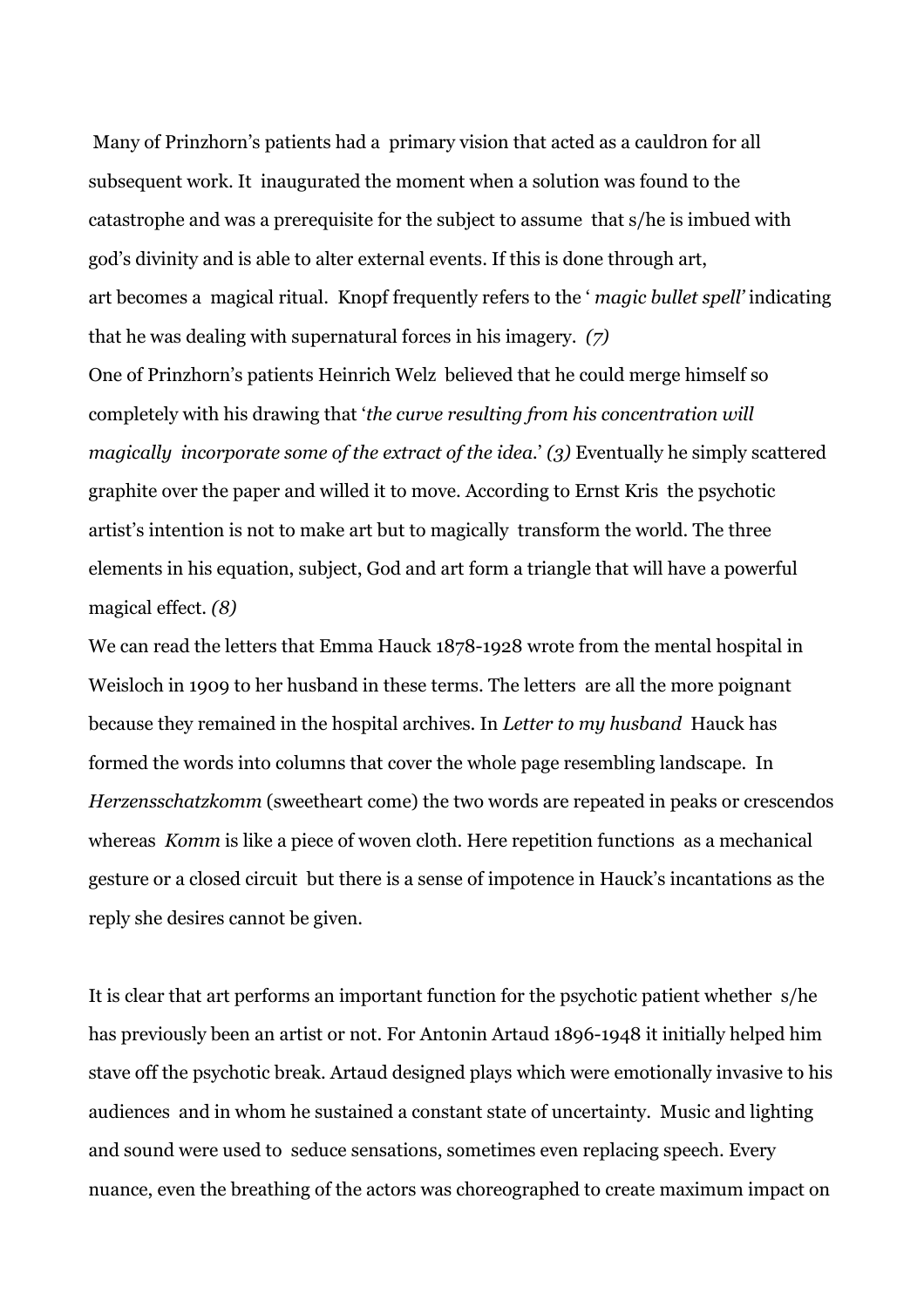Many of Prinzhorn's patients had a primary vision that acted as a cauldron for all subsequent work. It inaugurated the moment when a solution was found to the catastrophe and was a prerequisite for the subject to assume that s/he is imbued with god's divinity and is able to alter external events. If this is done through art, art becomes a magical ritual. Knopf frequently refers to the '*magic bullet spell*' indicating that he was dealing with supernatural forces in his imagery. *(7)*

One of Prinzhorn's patients Heinrich Welz believed that he could merge himself so completely with his drawing that '*the curve resulting from his concentration will magically incorporate some of the extract of the idea.*' *(3)* Eventually he simply scattered graphite over the paper and willed it to move. According to Ernst Kris the psychotic artist's intention is not to make art but to magically transform the world. The three elements in his equation, subject, God and art form a triangle that will have a powerful magical effect. *(8)*

We can read the letters that Emma Hauck 1878-1928 wrote from the mental hospital in Weisloch in 1909 to her husband in these terms. The letters are all the more poignant because they remained in the hospital archives. In *Letter to my husband* Hauck has formed the words into columns that cover the whole page resembling landscape. In *Herzensschatzkomm* (sweetheart come) the two words are repeated in peaks or crescendos whereas *Komm* is like a piece of woven cloth. Here repetition functions as a mechanical gesture or a closed circuit but there is a sense of impotence in Hauck's incantations as the reply she desires cannot be given.

It is clear that art performs an important function for the psychotic patient whether s/he has previously been an artist or not. For Antonin Artaud 1896-1948 it initially helped him stave off the psychotic break. Artaud designed plays which were emotionally invasive to his audiences and in whom he sustained a constant state of uncertainty. Music and lighting and sound were used to seduce sensations, sometimes even replacing speech. Every nuance, even the breathing of the actors was choreographed to create maximum impact on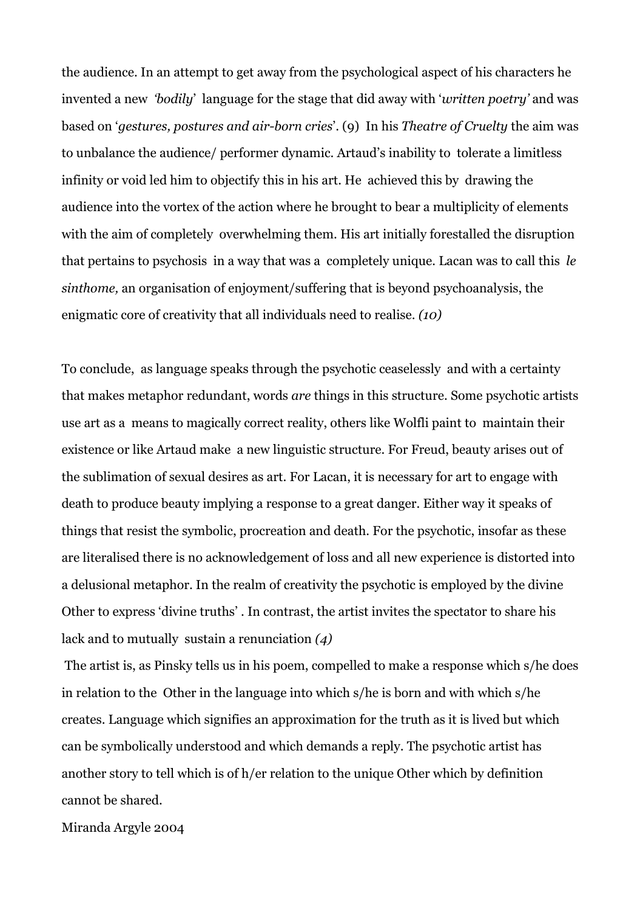the audience. In an attempt to get away from the psychological aspect of his characters he invented a new *'bodily'* language for the stage that did away with '*written poetry'* and was based on '*gestures, postures and air-born cries*'. (9) In his *Theatre of Cruelty* the aim was to unbalance the audience/ performer dynamic. Artaud's inability to tolerate a limitless infinity or void led him to objectify this in his art. He achieved this by drawing the audience into the vortex of the action where he brought to bear a multiplicity of elements with the aim of completely overwhelming them. His art initially forestalled the disruption that pertains to psychosis in a way that was a completely unique. Lacan was to call this *le sinthome,* an organisation of enjoyment/suffering that is beyond psychoanalysis, the enigmatic core of creativity that all individuals need to realise. *(10)*

To conclude, as language speaks through the psychotic ceaselessly and with a certainty that makes metaphor redundant, words *are* things in this structure. Some psychotic artists use art as a means to magically correct reality, others like Wolfli paint to maintain their existence or like Artaud make a new linguistic structure. For Freud, beauty arises out of the sublimation of sexual desires as art. For Lacan, it is necessary for art to engage with death to produce beauty implying a response to a great danger. Either way it speaks of things that resist the symbolic, procreation and death. For the psychotic, insofar as these are literalised there is no acknowledgement of loss and all new experience is distorted into a delusional metaphor. In the realm of creativity the psychotic is employed by the divine Other to express 'divine truths' . In contrast, the artist invites the spectator to share his lack and to mutually sustain a renunciation *(4)*

The artist is, as Pinsky tells us in his poem, compelled to make a response which s/he does in relation to the Other in the language into which s/he is born and with which s/he creates. Language which signifies an approximation for the truth as it is lived but which can be symbolically understood and which demands a reply. The psychotic artist has another story to tell which is of h/er relation to the unique Other which by definition cannot be shared.

Miranda Argyle 2004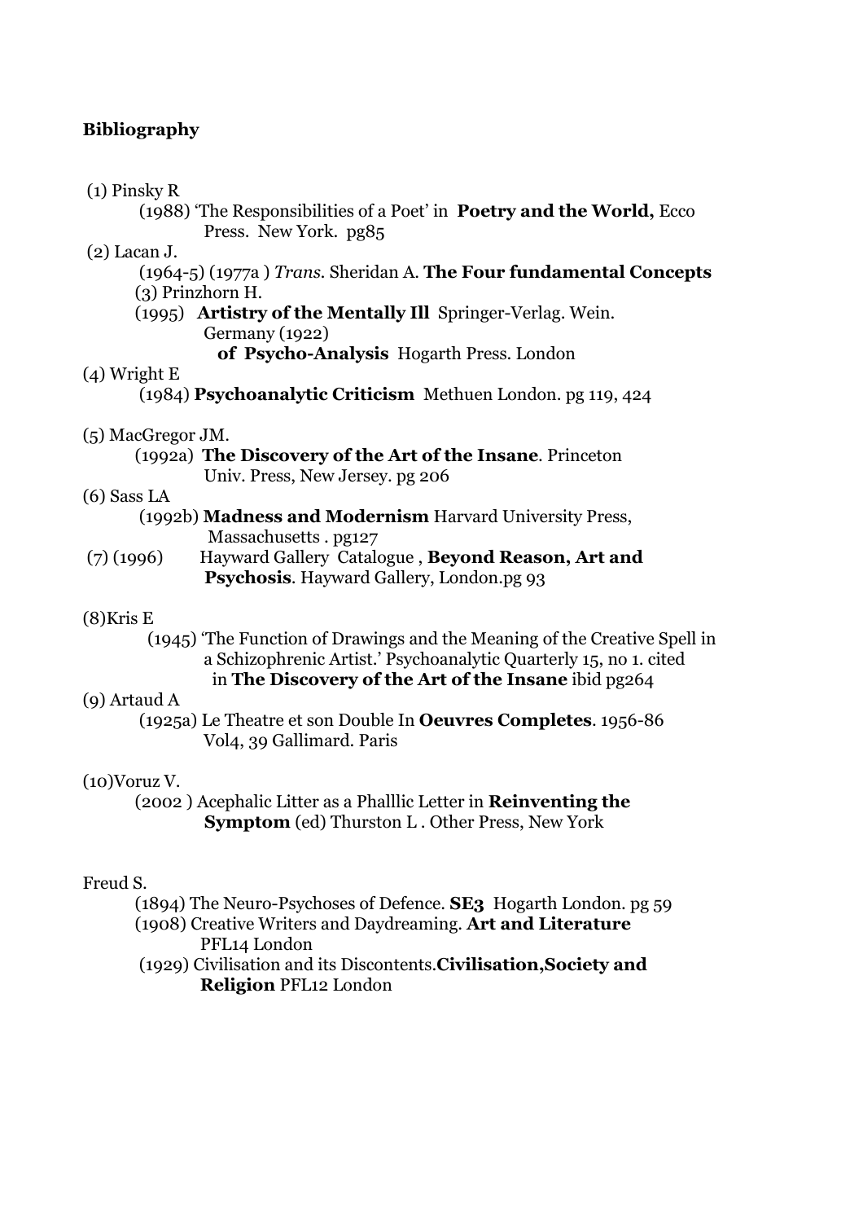**Bibliography**

(1) Pinsky R

(1988) 'The Responsibilities of a Poet' in **Poetry and the World,** Ecco Press. New York. pg85

(2) Lacan J.

(1964-5) (1977a ) *Trans.* Sheridan A. **The Four fundamental Concepts**

(3) Prinzhorn H.

(1995) **Artistry of the Mentally Ill** Springer-Verlag. Wein. Germany (1922)

**of Psycho-Analysis** Hogarth Press. London

(4) Wright E

(1984) **Psychoanalytic Criticism** Methuen London. pg 119, 424

(5) MacGregor JM.

(1992a) **The Discovery of the Art of the Insane**. Princeton Univ. Press, New Jersey. pg 206

(6) Sass LA

(1992b) **Madness and Modernism** Harvard University Press, Massachusetts . pg127

(7) (1996) Hayward Gallery Catalogue , **Beyond Reason, Art and Psychosis**. Hayward Gallery, London.pg 93

(8)Kris E

(1945) 'The Function of Drawings and the Meaning of the Creative Spell in a Schizophrenic Artist.' Psychoanalytic Quarterly 15, no 1. cited in **The Discovery of the Art of the Insane** ibid pg264

(9) Artaud A

(1925a) Le Theatre et son Double In **Oeuvres Completes**. 1956-86 Vol4, 39 Gallimard. Paris

(10)Voruz V.

(2002 ) Acephalic Litter as a Phalllic Letter in **Reinventing the Symptom** (ed) Thurston L . Other Press, New York

Freud S.

(1894) The Neuro-Psychoses of Defence. **SE3** Hogarth London. pg 59

(1908) Creative Writers and Daydreaming. **Art and Literature** PFL14 London

(1929) Civilisation and its Discontents.**Civilisation,Society and Religion** PFL12 London